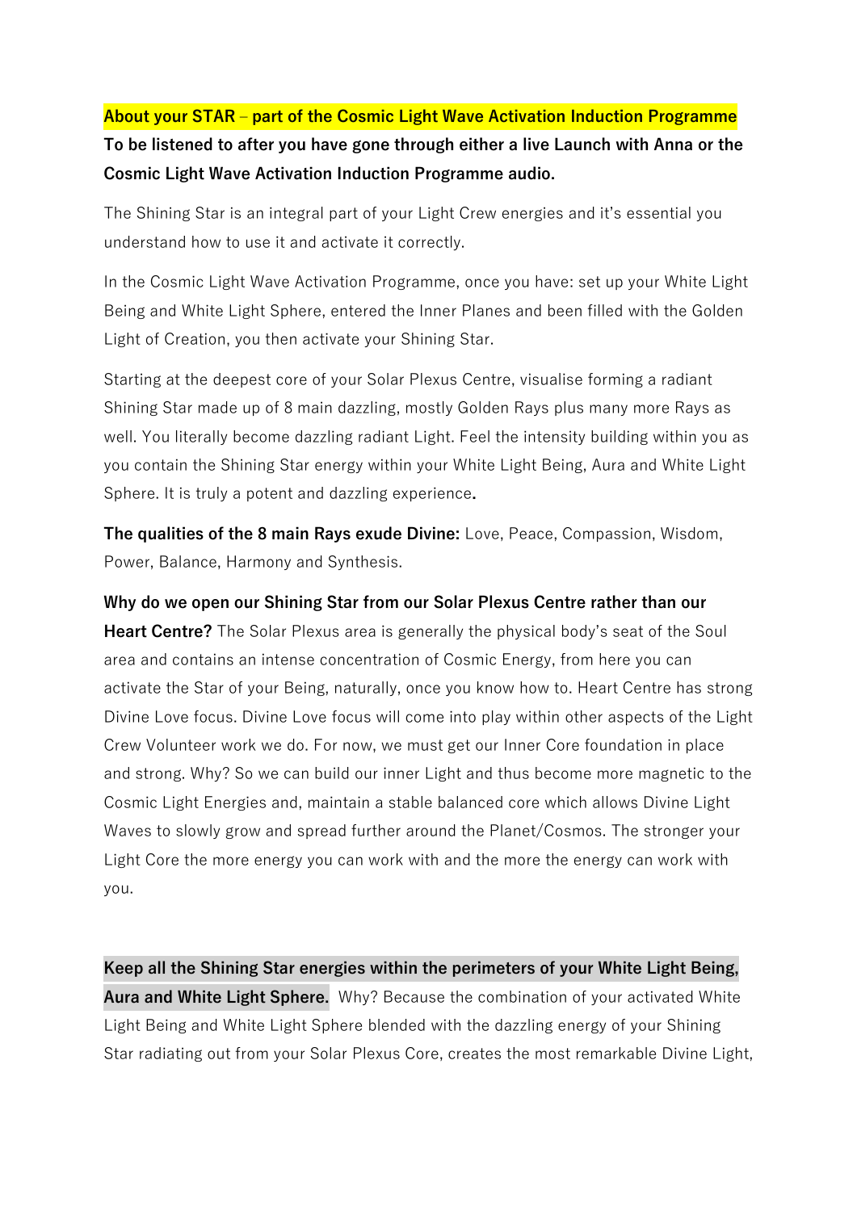**About your STAR – part of the Cosmic Light Wave Activation Induction Programme**

**To be listened to after you have gone through either a live Launch with Anna or the Cosmic Light Wave Activation Induction Programme audio.**

The Shining Star is an integral part of your Light Crew energies and it's essential you understand how to use it and activate it correctly.

In the Cosmic Light Wave Activation Programme, once you have: set up your White Light Being and White Light Sphere, entered the Inner Planes and been filled with the Golden Light of Creation, you then activate your Shining Star.

Starting at the deepest core of your Solar Plexus Centre, visualise forming a radiant Shining Star made up of 8 main dazzling, mostly Golden Rays plus many more Rays as well. You literally become dazzling radiant Light. Feel the intensity building within you as you contain the Shining Star energy within your White Light Being, Aura and White Light Sphere. It is truly a potent and dazzling experience**.**

**The qualities of the 8 main Rays exude Divine:** Love, Peace, Compassion, Wisdom, Power, Balance, Harmony and Synthesis.

**Why do we open our Shining Star from our Solar Plexus Centre rather than our Heart Centre?** The Solar Plexus area is generally the physical body's seat of the Soul area and contains an intense concentration of Cosmic Energy, from here you can activate the Star of your Being, naturally, once you know how to. Heart Centre has strong Divine Love focus. Divine Love focus will come into play within other aspects of the Light Crew Volunteer work we do. For now, we must get our Inner Core foundation in place and strong. Why? So we can build our inner Light and thus become more magnetic to the Cosmic Light Energies and, maintain a stable balanced core which allows Divine Light Waves to slowly grow and spread further around the Planet/Cosmos. The stronger your Light Core the more energy you can work with and the more the energy can work with you.

**Keep all the Shining Star energies within the perimeters of your White Light Being, Aura and White Light Sphere.** Why? Because the combination of your activated White Light Being and White Light Sphere blended with the dazzling energy of your Shining Star radiating out from your Solar Plexus Core, creates the most remarkable Divine Light,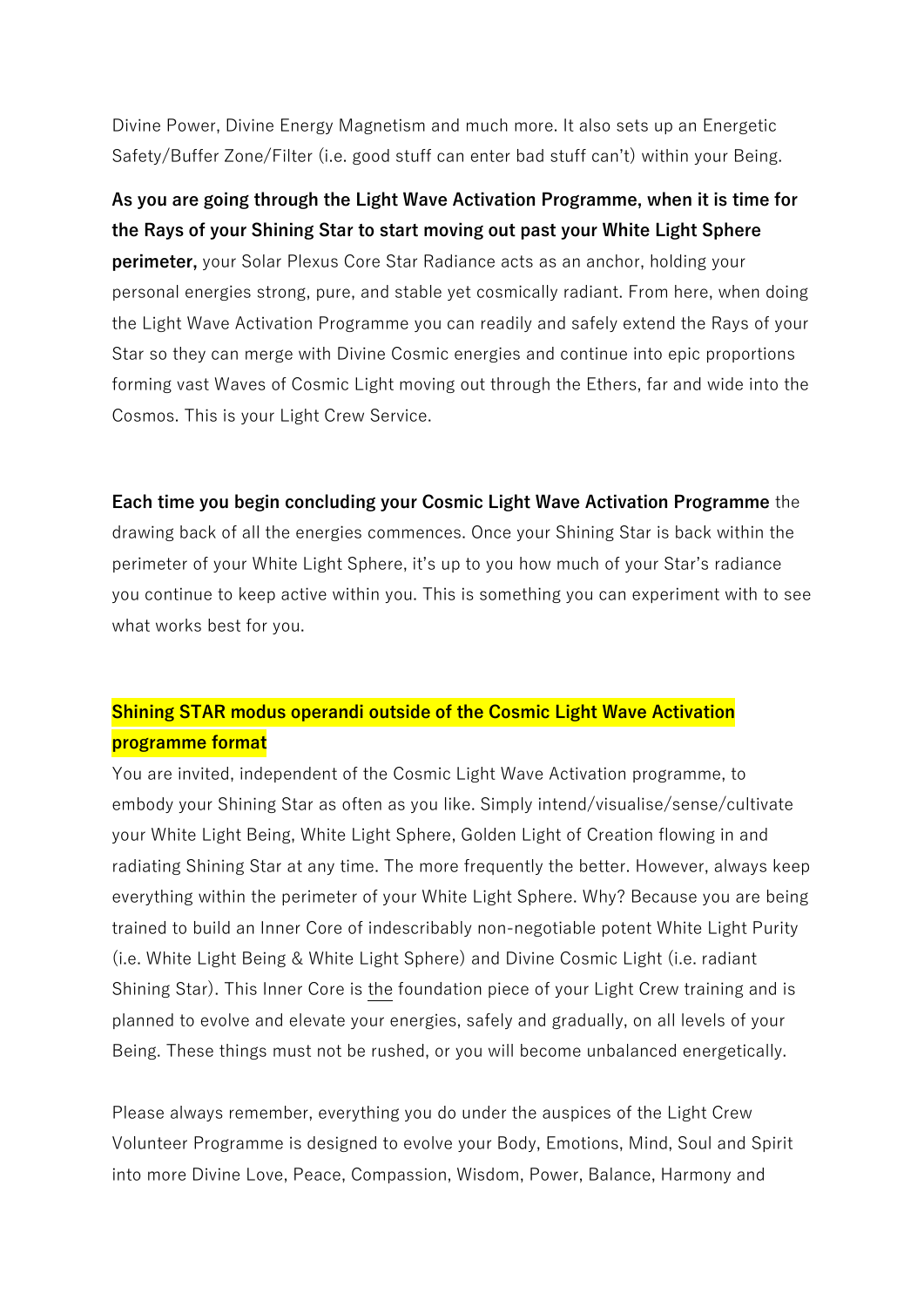Divine Power, Divine Energy Magnetism and much more. It also sets up an Energetic Safety/Buffer Zone/Filter (i.e. good stuff can enter bad stuff can't) within your Being.

**As you are going through the Light Wave Activation Programme, when it is time for the Rays of your Shining Star to start moving out past your White Light Sphere perimeter,** your Solar Plexus Core Star Radiance acts as an anchor, holding your personal energies strong, pure, and stable yet cosmically radiant. From here, when doing the Light Wave Activation Programme you can readily and safely extend the Rays of your Star so they can merge with Divine Cosmic energies and continue into epic proportions forming vast Waves of Cosmic Light moving out through the Ethers, far and wide into the Cosmos. This is your Light Crew Service.

**Each time you begin concluding your Cosmic Light Wave Activation Programme** the drawing back of all the energies commences. Once your Shining Star is back within the perimeter of your White Light Sphere, it's up to you how much of your Star's radiance you continue to keep active within you. This is something you can experiment with to see what works best for you.

**Shining STAR modus operandi outside of the Cosmic Light Wave Activation programme format**

You are invited, independent of the Cosmic Light Wave Activation programme, to embody your Shining Star as often as you like. Simply intend/visualise/sense/cultivate your White Light Being, White Light Sphere, Golden Light of Creation flowing in and radiating Shining Star at any time. The more frequently the better. However, always keep everything within the perimeter of your White Light Sphere. Why? Because you are being trained to build an Inner Core of indescribably non-negotiable potent White Light Purity (i.e. White Light Being & White Light Sphere) and Divine Cosmic Light (i.e. radiant Shining Star). This Inner Core is the foundation piece of your Light Crew training and is planned to evolve and elevate your energies, safely and gradually, on all levels of your Being. These things must not be rushed, or you will become unbalanced energetically.

Please always remember, everything you do under the auspices of the Light Crew Volunteer Programme is designed to evolve your Body, Emotions, Mind, Soul and Spirit into more Divine Love, Peace, Compassion, Wisdom, Power, Balance, Harmony and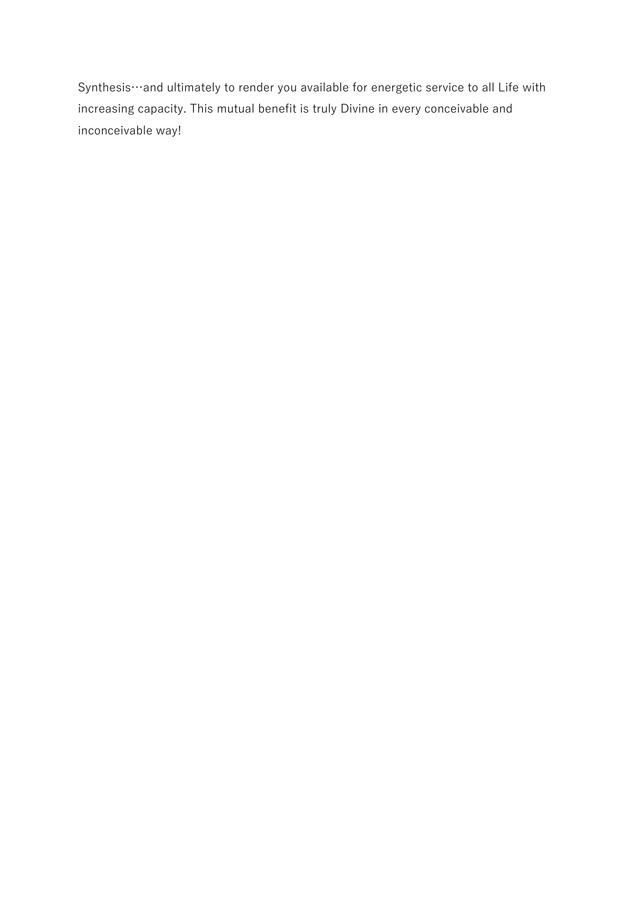Synthesis…and ultimately to render you available for energetic service to all Life with increasing capacity. This mutual benefit is truly Divine in every conceivable and inconceivable way!